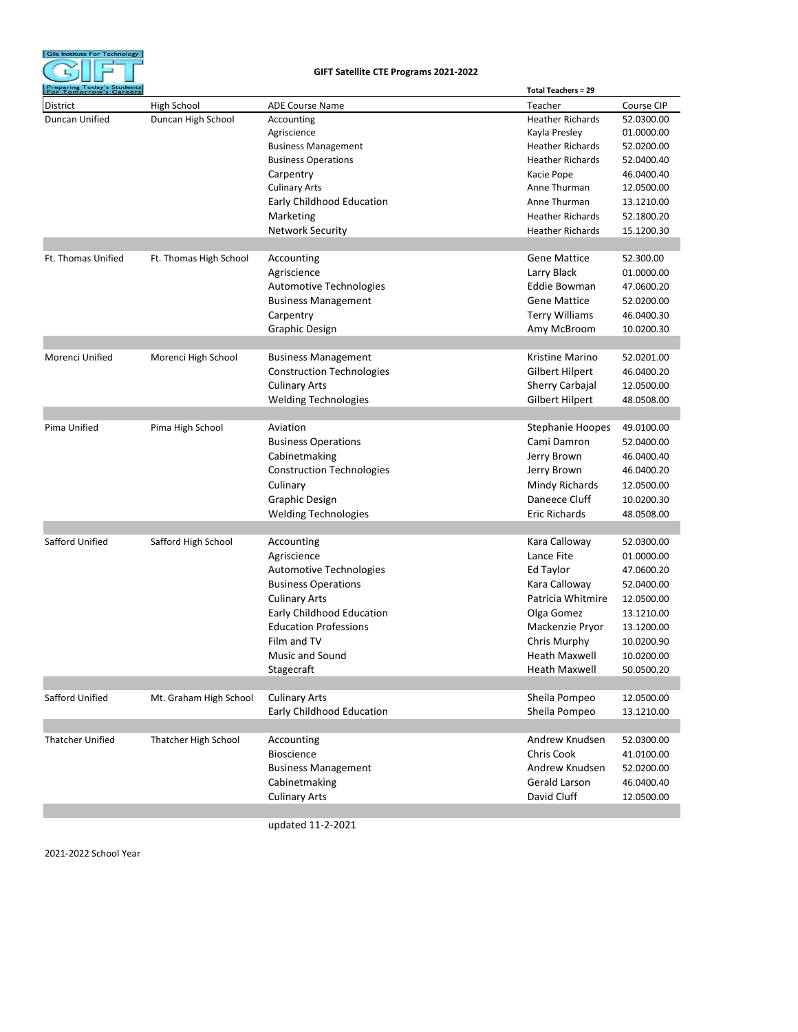Gila Institute For Technology

GIFT

Preparing Today's Students For Tomorrow's Careers

**GIFT Satellite CTE Programs 2021-2022**

**Total Teachers = 29**

| District | High School | ADE Course Name | Teacher | Course CIP |
|---|---|---|---|---|
| Duncan Unified | Duncan High School | Accounting | Heather Richards | 52.0300.00 |
| | | Agriscience | Kayla Presley | 01.0000.00 |
| | | Business Management | Heather Richards | 52.0200.00 |
| | | Business Operations | Heather Richards | 52.0400.40 |
| | | Carpentry | Kacie Pope | 46.0400.40 |
| | | Culinary Arts | Anne Thurman | 12.0500.00 |
| | | Early Childhood Education | Anne Thurman | 13.1210.00 |
| | | Marketing | Heather Richards | 52.1800.20 |
| | | Network Security | Heather Richards | 15.1200.30 |
| Ft. Thomas Unified | Ft. Thomas High School | Accounting | Gene Mattice | 52.300.00 |
| | | Agriscience | Larry Black | 01.0000.00 |
| | | Automotive Technologies | Eddie Bowman | 47.0600.20 |
| | | Business Management | Gene Mattice | 52.0200.00 |
| | | Carpentry | Terry Williams | 46.0400.30 |
| | | Graphic Design | Amy McBroom | 10.0200.30 |
| Morenci Unified | Morenci High School | Business Management | Kristine Marino | 52.0201.00 |
| | | Construction Technologies | Gilbert Hilpert | 46.0400.20 |
| | | Culinary Arts | Sherry Carbajal | 12.0500.00 |
| | | Welding Technologies | Gilbert Hilpert | 48.0508.00 |
| Pima Unified | Pima High School | Aviation | Stephanie Hoopes | 49.0100.00 |
| | | Business Operations | Cami Damron | 52.0400.00 |
| | | Cabinetmaking | Jerry Brown | 46.0400.40 |
| | | Construction Technologies | Jerry Brown | 46.0400.20 |
| | | Culinary | Mindy Richards | 12.0500.00 |
| | | Graphic Design | Daneece Cluff | 10.0200.30 |
| | | Welding Technologies | Eric Richards | 48.0508.00 |
| Safford Unified | Safford High School | Accounting | Kara Calloway | 52.0300.00 |
| | | Agriscience | Lance Fite | 01.0000.00 |
| | | Automotive Technologies | Ed Taylor | 47.0600.20 |
| | | Business Operations | Kara Calloway | 52.0400.00 |
| | | Culinary Arts | Patricia Whitmire | 12.0500.00 |
| | | Early Childhood Education | Olga Gomez | 13.1210.00 |
| | | Education Professions | Mackenzie Pryor | 13.1200.00 |
| | | Film and TV | Chris Murphy | 10.0200.90 |
| | | Music and Sound | Heath Maxwell | 10.0200.00 |
| | | Stagecraft | Heath Maxwell | 50.0500.20 |
| Safford Unified | Mt. Graham High School | Culinary Arts | Sheila Pompeo | 12.0500.00 |
| | | Early Childhood Education | Sheila Pompeo | 13.1210.00 |
| Thatcher Unified | Thatcher High School | Accounting | Andrew Knudsen | 52.0300.00 |
| | | Bioscience | Chris Cook | 41.0100.00 |
| | | Business Management | Andrew Knudsen | 52.0200.00 |
| | | Cabinetmaking | Gerald Larson | 46.0400.40 |
| | | Culinary Arts | David Cluff | 12.0500.00 |

updated 11-2-2021

2021-2022 School Year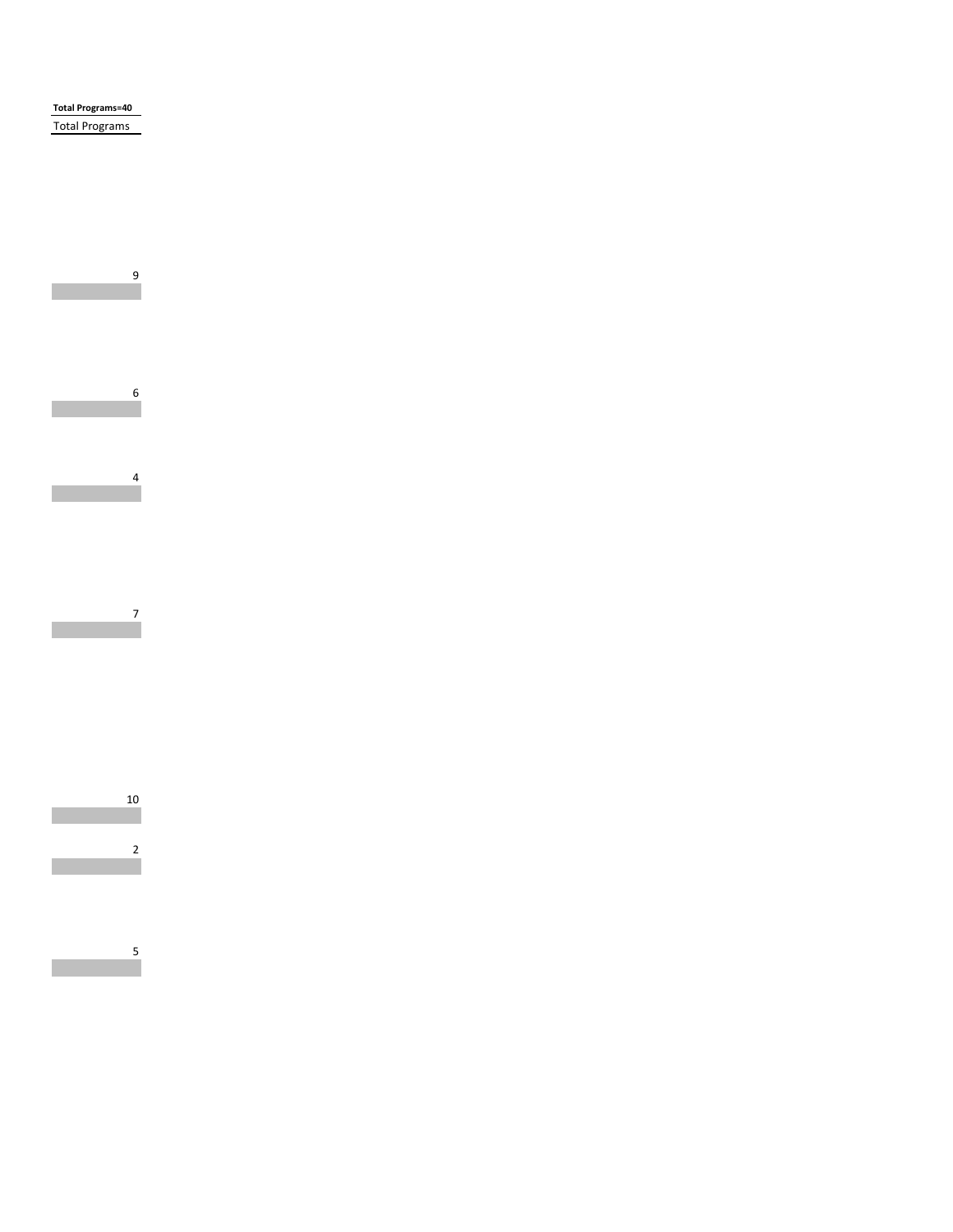**Total Programs=40**

Total Programs

9

6

4

7

10

2

5